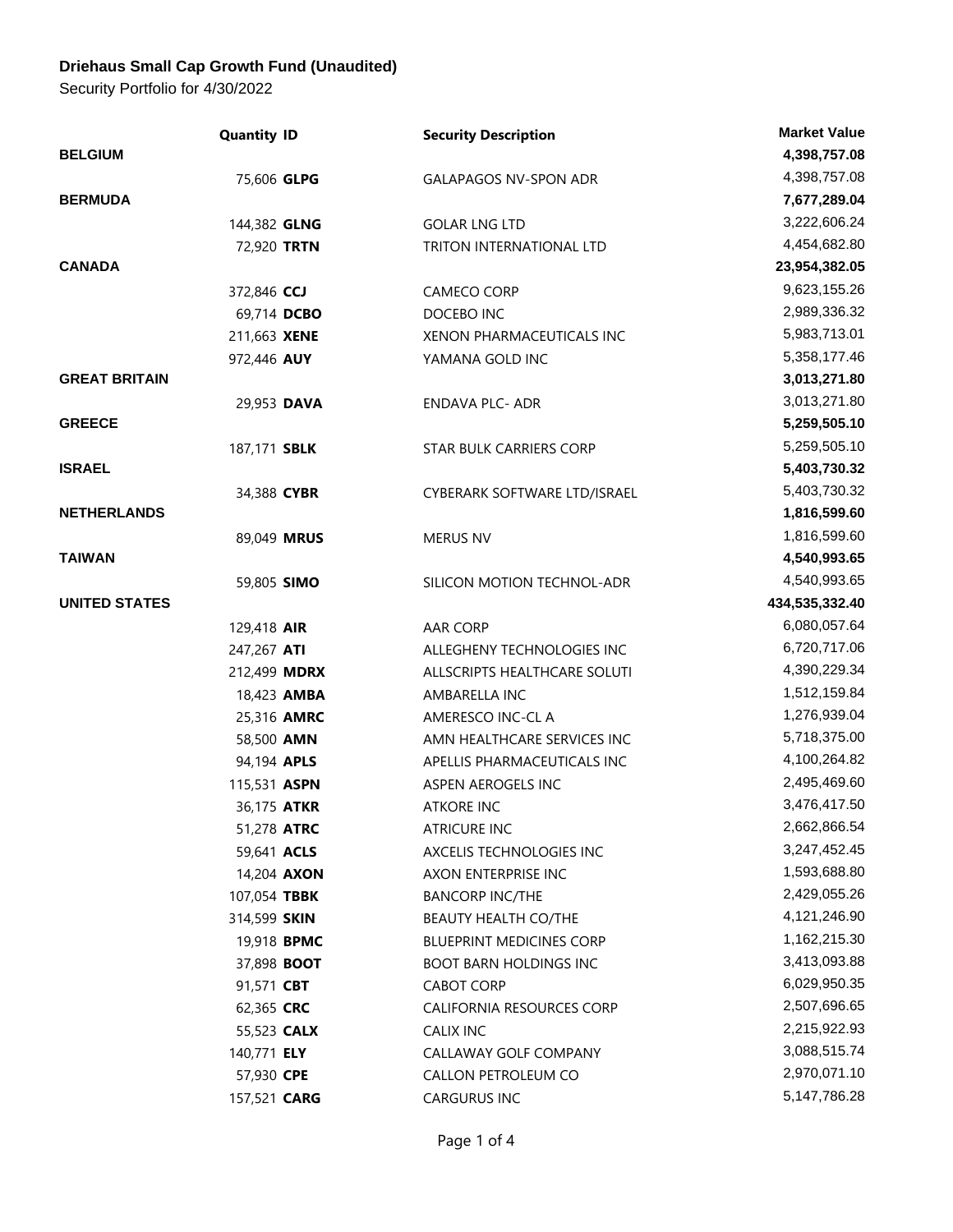**Driehaus Small Cap Growth Fund (Unaudited)**

Security Portfolio for 4/30/2022

| | Quantity | ID | Security Description | Market Value |
|---|---|---|---|---|
| **BELGIUM** | | | | **4,398,757.08** |
| | 75,606 | **GLPG** | GALAPAGOS NV-SPON ADR | 4,398,757.08 |
| **BERMUDA** | | | | **7,677,289.04** |
| | 144,382 | **GLNG** | GOLAR LNG LTD | 3,222,606.24 |
| | 72,920 | **TRTN** | TRITON INTERNATIONAL LTD | 4,454,682.80 |
| **CANADA** | | | | **23,954,382.05** |
| | 372,846 | **CCJ** | CAMECO CORP | 9,623,155.26 |
| | 69,714 | **DCBO** | DOCEBO INC | 2,989,336.32 |
| | 211,663 | **XENE** | XENON PHARMACEUTICALS INC | 5,983,713.01 |
| | 972,446 | **AUY** | YAMANA GOLD INC | 5,358,177.46 |
| **GREAT BRITAIN** | | | | **3,013,271.80** |
| | 29,953 | **DAVA** | ENDAVA PLC- ADR | 3,013,271.80 |
| **GREECE** | | | | **5,259,505.10** |
| | 187,171 | **SBLK** | STAR BULK CARRIERS CORP | 5,259,505.10 |
| **ISRAEL** | | | | **5,403,730.32** |
| | 34,388 | **CYBR** | CYBERARK SOFTWARE LTD/ISRAEL | 5,403,730.32 |
| **NETHERLANDS** | | | | **1,816,599.60** |
| | 89,049 | **MRUS** | MERUS NV | 1,816,599.60 |
| **TAIWAN** | | | | **4,540,993.65** |
| | 59,805 | **SIMO** | SILICON MOTION TECHNOL-ADR | 4,540,993.65 |
| **UNITED STATES** | | | | **434,535,332.40** |
| | 129,418 | **AIR** | AAR CORP | 6,080,057.64 |
| | 247,267 | **ATI** | ALLEGHENY TECHNOLOGIES INC | 6,720,717.06 |
| | 212,499 | **MDRX** | ALLSCRIPTS HEALTHCARE SOLUTI | 4,390,229.34 |
| | 18,423 | **AMBA** | AMBARELLA INC | 1,512,159.84 |
| | 25,316 | **AMRC** | AMERESCO INC-CL A | 1,276,939.04 |
| | 58,500 | **AMN** | AMN HEALTHCARE SERVICES INC | 5,718,375.00 |
| | 94,194 | **APLS** | APELLIS PHARMACEUTICALS INC | 4,100,264.82 |
| | 115,531 | **ASPN** | ASPEN AEROGELS INC | 2,495,469.60 |
| | 36,175 | **ATKR** | ATKORE INC | 3,476,417.50 |
| | 51,278 | **ATRC** | ATRICURE INC | 2,662,866.54 |
| | 59,641 | **ACLS** | AXCELIS TECHNOLOGIES INC | 3,247,452.45 |
| | 14,204 | **AXON** | AXON ENTERPRISE INC | 1,593,688.80 |
| | 107,054 | **TBBK** | BANCORP INC/THE | 2,429,055.26 |
| | 314,599 | **SKIN** | BEAUTY HEALTH CO/THE | 4,121,246.90 |
| | 19,918 | **BPMC** | BLUEPRINT MEDICINES CORP | 1,162,215.30 |
| | 37,898 | **BOOT** | BOOT BARN HOLDINGS INC | 3,413,093.88 |
| | 91,571 | **CBT** | CABOT CORP | 6,029,950.35 |
| | 62,365 | **CRC** | CALIFORNIA RESOURCES CORP | 2,507,696.65 |
| | 55,523 | **CALX** | CALIX INC | 2,215,922.93 |
| | 140,771 | **ELY** | CALLAWAY GOLF COMPANY | 3,088,515.74 |
| | 57,930 | **CPE** | CALLON PETROLEUM CO | 2,970,071.10 |
| | 157,521 | **CARG** | CARGURUS INC | 5,147,786.28 |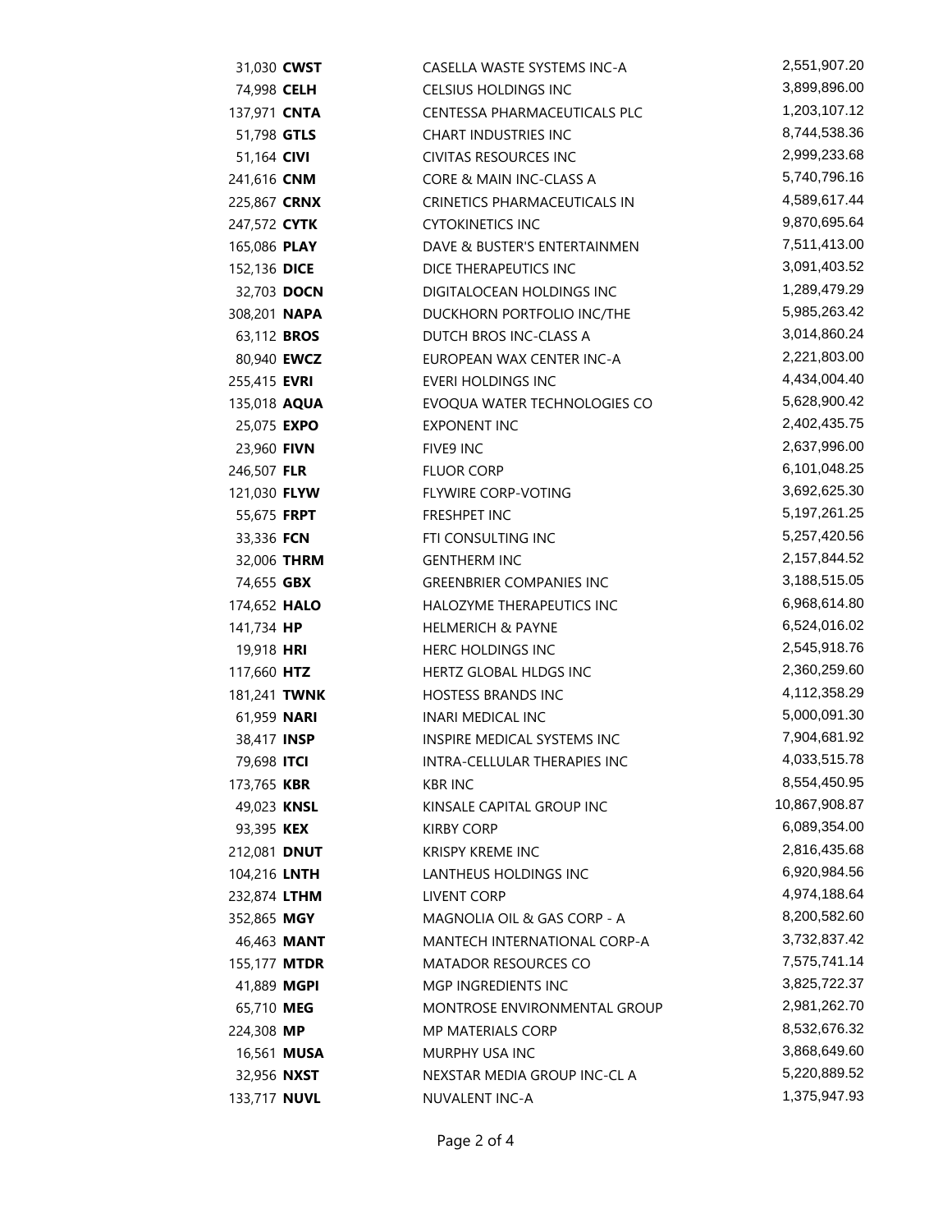| | | | |
|---|---|---|---|
| 31,030 | **CWST** | CASELLA WASTE SYSTEMS INC-A | 2,551,907.20 |
| 74,998 | **CELH** | CELSIUS HOLDINGS INC | 3,899,896.00 |
| 137,971 | **CNTA** | CENTESSA PHARMACEUTICALS PLC | 1,203,107.12 |
| 51,798 | **GTLS** | CHART INDUSTRIES INC | 8,744,538.36 |
| 51,164 | **CIVI** | CIVITAS RESOURCES INC | 2,999,233.68 |
| 241,616 | **CNM** | CORE & MAIN INC-CLASS A | 5,740,796.16 |
| 225,867 | **CRNX** | CRINETICS PHARMACEUTICALS IN | 4,589,617.44 |
| 247,572 | **CYTK** | CYTOKINETICS INC | 9,870,695.64 |
| 165,086 | **PLAY** | DAVE & BUSTER'S ENTERTAINMEN | 7,511,413.00 |
| 152,136 | **DICE** | DICE THERAPEUTICS INC | 3,091,403.52 |
| 32,703 | **DOCN** | DIGITALOCEAN HOLDINGS INC | 1,289,479.29 |
| 308,201 | **NAPA** | DUCKHORN PORTFOLIO INC/THE | 5,985,263.42 |
| 63,112 | **BROS** | DUTCH BROS INC-CLASS A | 3,014,860.24 |
| 80,940 | **EWCZ** | EUROPEAN WAX CENTER INC-A | 2,221,803.00 |
| 255,415 | **EVRI** | EVERI HOLDINGS INC | 4,434,004.40 |
| 135,018 | **AQUA** | EVOQUA WATER TECHNOLOGIES CO | 5,628,900.42 |
| 25,075 | **EXPO** | EXPONENT INC | 2,402,435.75 |
| 23,960 | **FIVN** | FIVE9 INC | 2,637,996.00 |
| 246,507 | **FLR** | FLUOR CORP | 6,101,048.25 |
| 121,030 | **FLYW** | FLYWIRE CORP-VOTING | 3,692,625.30 |
| 55,675 | **FRPT** | FRESHPET INC | 5,197,261.25 |
| 33,336 | **FCN** | FTI CONSULTING INC | 5,257,420.56 |
| 32,006 | **THRM** | GENTHERM INC | 2,157,844.52 |
| 74,655 | **GBX** | GREENBRIER COMPANIES INC | 3,188,515.05 |
| 174,652 | **HALO** | HALOZYME THERAPEUTICS INC | 6,968,614.80 |
| 141,734 | **HP** | HELMERICH & PAYNE | 6,524,016.02 |
| 19,918 | **HRI** | HERC HOLDINGS INC | 2,545,918.76 |
| 117,660 | **HTZ** | HERTZ GLOBAL HLDGS INC | 2,360,259.60 |
| 181,241 | **TWNK** | HOSTESS BRANDS INC | 4,112,358.29 |
| 61,959 | **NARI** | INARI MEDICAL INC | 5,000,091.30 |
| 38,417 | **INSP** | INSPIRE MEDICAL SYSTEMS INC | 7,904,681.92 |
| 79,698 | **ITCI** | INTRA-CELLULAR THERAPIES INC | 4,033,515.78 |
| 173,765 | **KBR** | KBR INC | 8,554,450.95 |
| 49,023 | **KNSL** | KINSALE CAPITAL GROUP INC | 10,867,908.87 |
| 93,395 | **KEX** | KIRBY CORP | 6,089,354.00 |
| 212,081 | **DNUT** | KRISPY KREME INC | 2,816,435.68 |
| 104,216 | **LNTH** | LANTHEUS HOLDINGS INC | 6,920,984.56 |
| 232,874 | **LTHM** | LIVENT CORP | 4,974,188.64 |
| 352,865 | **MGY** | MAGNOLIA OIL & GAS CORP - A | 8,200,582.60 |
| 46,463 | **MANT** | MANTECH INTERNATIONAL CORP-A | 3,732,837.42 |
| 155,177 | **MTDR** | MATADOR RESOURCES CO | 7,575,741.14 |
| 41,889 | **MGPI** | MGP INGREDIENTS INC | 3,825,722.37 |
| 65,710 | **MEG** | MONTROSE ENVIRONMENTAL GROUP | 2,981,262.70 |
| 224,308 | **MP** | MP MATERIALS CORP | 8,532,676.32 |
| 16,561 | **MUSA** | MURPHY USA INC | 3,868,649.60 |
| 32,956 | **NXST** | NEXSTAR MEDIA GROUP INC-CL A | 5,220,889.52 |
| 133,717 | **NUVL** | NUVALENT INC-A | 1,375,947.93 |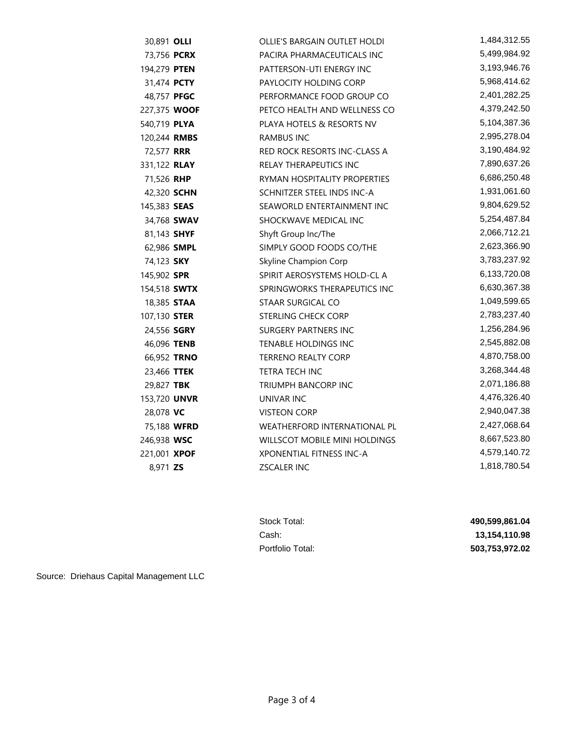| Shares | Ticker | Name | Market Value |
|---|---|---|---|
| 30,891 | **OLLI** | OLLIE'S BARGAIN OUTLET HOLDI | 1,484,312.55 |
| 73,756 | **PCRX** | PACIRA PHARMACEUTICALS INC | 5,499,984.92 |
| 194,279 | **PTEN** | PATTERSON-UTI ENERGY INC | 3,193,946.76 |
| 31,474 | **PCTY** | PAYLOCITY HOLDING CORP | 5,968,414.62 |
| 48,757 | **PFGC** | PERFORMANCE FOOD GROUP CO | 2,401,282.25 |
| 227,375 | **WOOF** | PETCO HEALTH AND WELLNESS CO | 4,379,242.50 |
| 540,719 | **PLYA** | PLAYA HOTELS & RESORTS NV | 5,104,387.36 |
| 120,244 | **RMBS** | RAMBUS INC | 2,995,278.04 |
| 72,577 | **RRR** | RED ROCK RESORTS INC-CLASS A | 3,190,484.92 |
| 331,122 | **RLAY** | RELAY THERAPEUTICS INC | 7,890,637.26 |
| 71,526 | **RHP** | RYMAN HOSPITALITY PROPERTIES | 6,686,250.48 |
| 42,320 | **SCHN** | SCHNITZER STEEL INDS INC-A | 1,931,061.60 |
| 145,383 | **SEAS** | SEAWORLD ENTERTAINMENT INC | 9,804,629.52 |
| 34,768 | **SWAV** | SHOCKWAVE MEDICAL INC | 5,254,487.84 |
| 81,143 | **SHYF** | Shyft Group Inc/The | 2,066,712.21 |
| 62,986 | **SMPL** | SIMPLY GOOD FOODS CO/THE | 2,623,366.90 |
| 74,123 | **SKY** | Skyline Champion Corp | 3,783,237.92 |
| 145,902 | **SPR** | SPIRIT AEROSYSTEMS HOLD-CL A | 6,133,720.08 |
| 154,518 | **SWTX** | SPRINGWORKS THERAPEUTICS INC | 6,630,367.38 |
| 18,385 | **STAA** | STAAR SURGICAL CO | 1,049,599.65 |
| 107,130 | **STER** | STERLING CHECK CORP | 2,783,237.40 |
| 24,556 | **SGRY** | SURGERY PARTNERS INC | 1,256,284.96 |
| 46,096 | **TENB** | TENABLE HOLDINGS INC | 2,545,882.08 |
| 66,952 | **TRNO** | TERRENO REALTY CORP | 4,870,758.00 |
| 23,466 | **TTEK** | TETRA TECH INC | 3,268,344.48 |
| 29,827 | **TBK** | TRIUMPH BANCORP INC | 2,071,186.88 |
| 153,720 | **UNVR** | UNIVAR INC | 4,476,326.40 |
| 28,078 | **VC** | VISTEON CORP | 2,940,047.38 |
| 75,188 | **WFRD** | WEATHERFORD INTERNATIONAL PL | 2,427,068.64 |
| 246,938 | **WSC** | WILLSCOT MOBILE MINI HOLDINGS | 8,667,523.80 |
| 221,001 | **XPOF** | XPONENTIAL FITNESS INC-A | 4,579,140.72 |
| 8,971 | **ZS** | ZSCALER INC | 1,818,780.54 |

| | |
|---|---|
| Stock Total: | **490,599,861.04** |
| Cash: | **13,154,110.98** |
| Portfolio Total: | **503,753,972.02** |

Source: Driehaus Capital Management LLC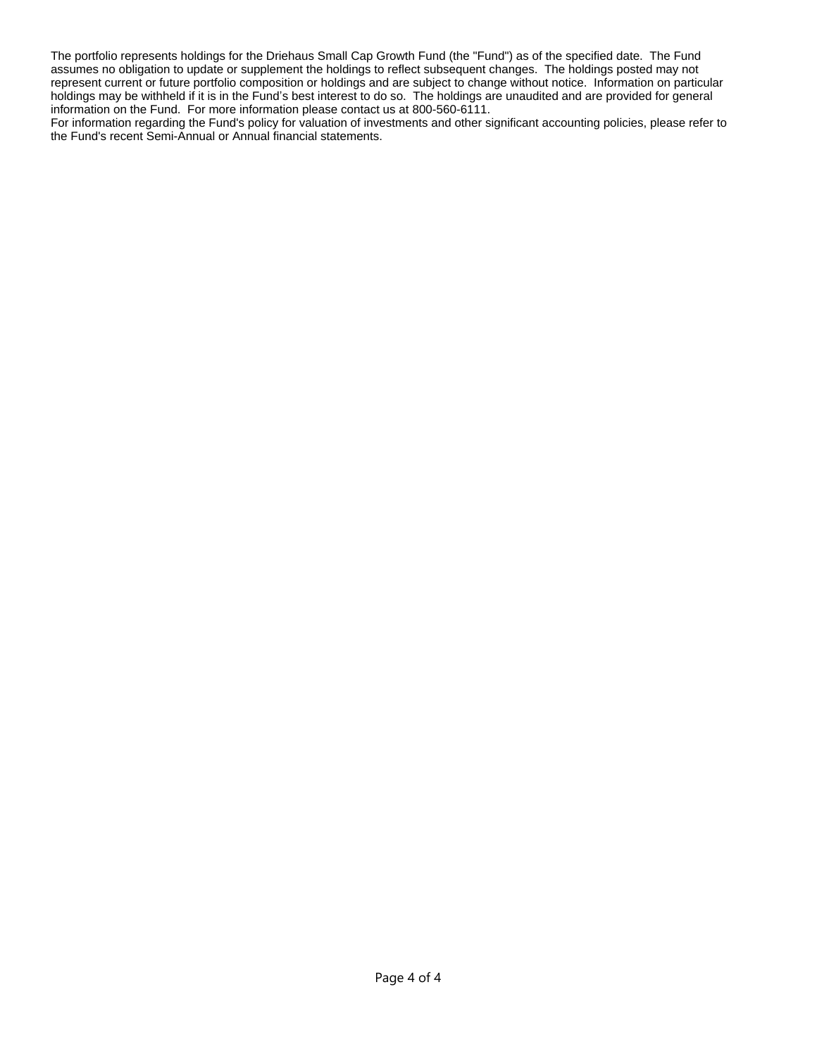The portfolio represents holdings for the Driehaus Small Cap Growth Fund (the "Fund") as of the specified date. The Fund assumes no obligation to update or supplement the holdings to reflect subsequent changes. The holdings posted may not represent current or future portfolio composition or holdings and are subject to change without notice. Information on particular holdings may be withheld if it is in the Fund's best interest to do so. The holdings are unaudited and are provided for general information on the Fund. For more information please contact us at 800-560-6111.

For information regarding the Fund's policy for valuation of investments and other significant accounting policies, please refer to the Fund's recent Semi-Annual or Annual financial statements.